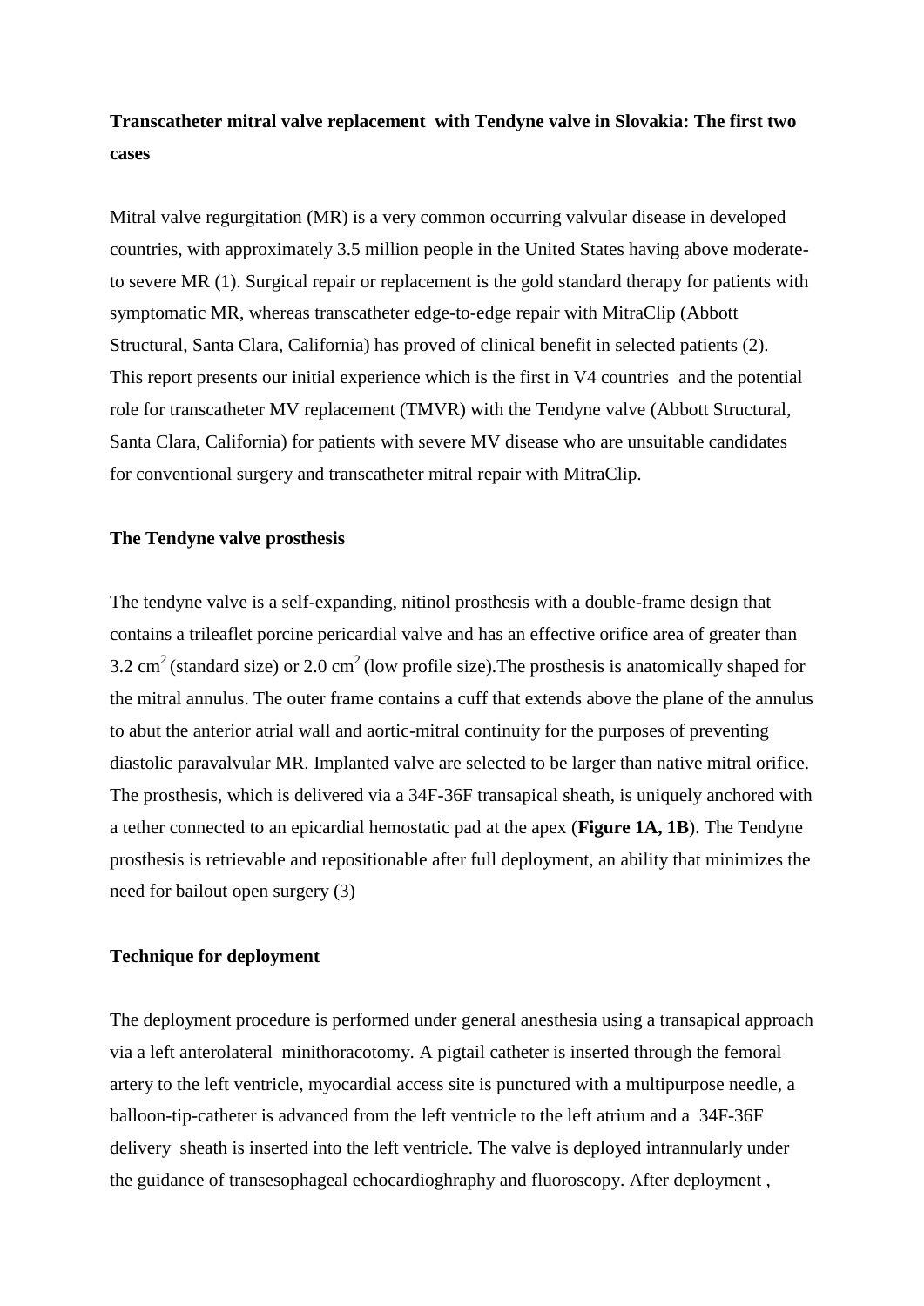**Transcatheter mitral valve replacement with Tendyne valve in Slovakia: The first two cases**

Mitral valve regurgitation (MR) is a very common occurring valvular disease in developed countries, with approximately 3.5 million people in the United States having above moderate-to severe MR (1). Surgical repair or replacement is the gold standard therapy for patients with symptomatic MR, whereas transcatheter edge-to-edge repair with MitraClip (Abbott Structural, Santa Clara, California) has proved of clinical benefit in selected patients (2). This report presents our initial experience which is the first in V4 countries and the potential role for transcatheter MV replacement (TMVR) with the Tendyne valve (Abbott Structural, Santa Clara, California) for patients with severe MV disease who are unsuitable candidates for conventional surgery and transcatheter mitral repair with MitraClip.

**The Tendyne valve prosthesis**

The tendyne valve is a self-expanding, nitinol prosthesis with a double-frame design that contains a trileaflet porcine pericardial valve and has an effective orifice area of greater than 3.2 $cm^2$ (standard size) or 2.0 $cm^2$ (low profile size).The prosthesis is anatomically shaped for the mitral annulus. The outer frame contains a cuff that extends above the plane of the annulus to abut the anterior atrial wall and aortic-mitral continuity for the purposes of preventing diastolic paravalvular MR. Implanted valve are selected to be larger than native mitral orifice. The prosthesis, which is delivered via a 34F-36F transapical sheath, is uniquely anchored with a tether connected to an epicardial hemostatic pad at the apex (**Figure 1A, 1B**). The Tendyne prosthesis is retrievable and repositionable after full deployment, an ability that minimizes the need for bailout open surgery (3)

**Technique for deployment**

The deployment procedure is performed under general anesthesia using a transapical approach via a left anterolateral minithoracotomy. A pigtail catheter is inserted through the femoral artery to the left ventricle, myocardial access site is punctured with a multipurpose needle, a balloon-tip-catheter is advanced from the left ventricle to the left atrium and a 34F-36F delivery sheath is inserted into the left ventricle. The valve is deployed intrannularly under the guidance of transesophageal echocardioghraphy and fluoroscopy. After deployment ,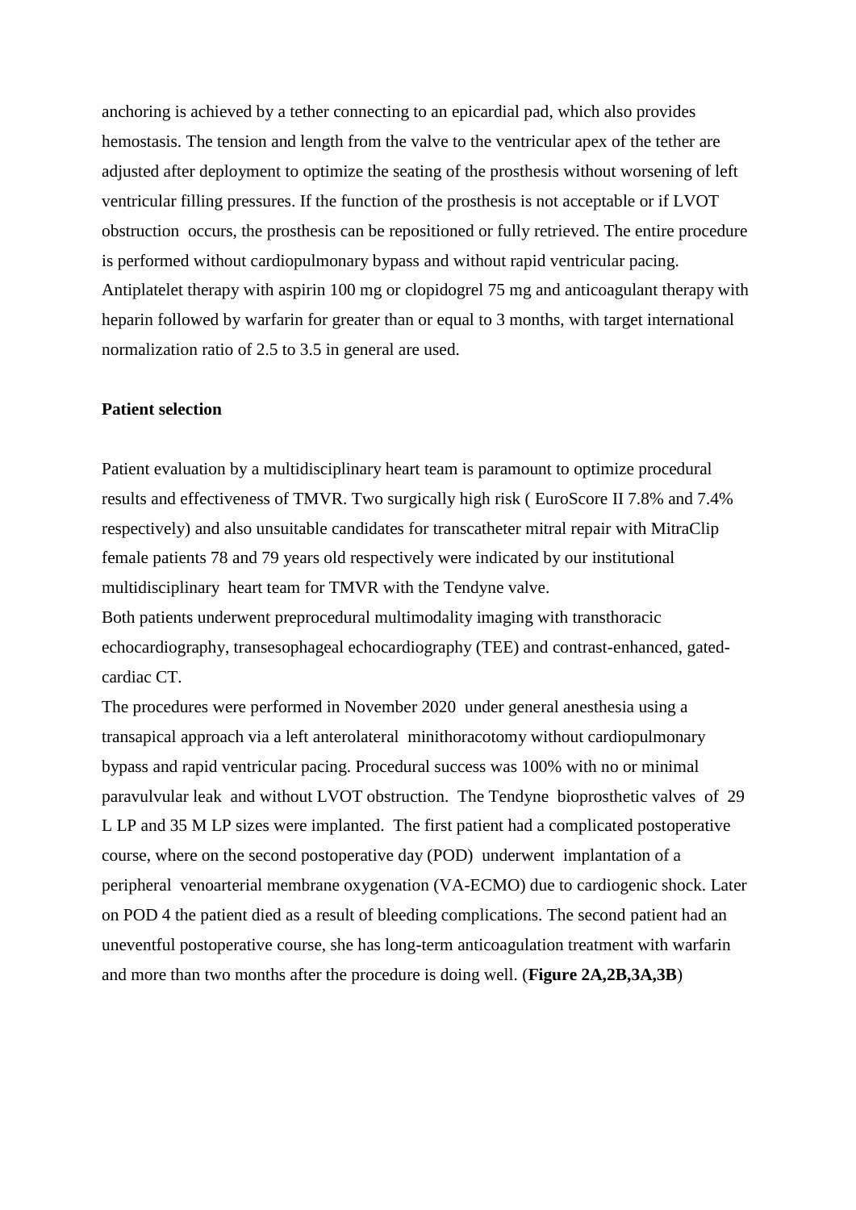anchoring is achieved by a tether connecting to an epicardial pad, which also provides hemostasis. The tension and length from the valve to the ventricular apex of the tether are adjusted after deployment to optimize the seating of the prosthesis without worsening of left ventricular filling pressures. If the function of the prosthesis is not acceptable or if LVOT obstruction occurs, the prosthesis can be repositioned or fully retrieved. The entire procedure is performed without cardiopulmonary bypass and without rapid ventricular pacing. Antiplatelet therapy with aspirin 100 mg or clopidogrel 75 mg and anticoagulant therapy with heparin followed by warfarin for greater than or equal to 3 months, with target international normalization ratio of 2.5 to 3.5 in general are used.

**Patient selection**

Patient evaluation by a multidisciplinary heart team is paramount to optimize procedural results and effectiveness of TMVR. Two surgically high risk ( EuroScore II 7.8% and 7.4% respectively) and also unsuitable candidates for transcatheter mitral repair with MitraClip female patients 78 and 79 years old respectively were indicated by our institutional multidisciplinary heart team for TMVR with the Tendyne valve.

Both patients underwent preprocedural multimodality imaging with transthoracic echocardiography, transesophageal echocardiography (TEE) and contrast-enhanced, gated-cardiac CT.

The procedures were performed in November 2020 under general anesthesia using a transapical approach via a left anterolateral minithoracotomy without cardiopulmonary bypass and rapid ventricular pacing. Procedural success was 100% with no or minimal paravulvular leak and without LVOT obstruction. The Tendyne bioprosthetic valves of 29 L LP and 35 M LP sizes were implanted. The first patient had a complicated postoperative course, where on the second postoperative day (POD) underwent implantation of a peripheral venoarterial membrane oxygenation (VA-ECMO) due to cardiogenic shock. Later on POD 4 the patient died as a result of bleeding complications. The second patient had an uneventful postoperative course, she has long-term anticoagulation treatment with warfarin and more than two months after the procedure is doing well. (**Figure 2A,2B,3A,3B**)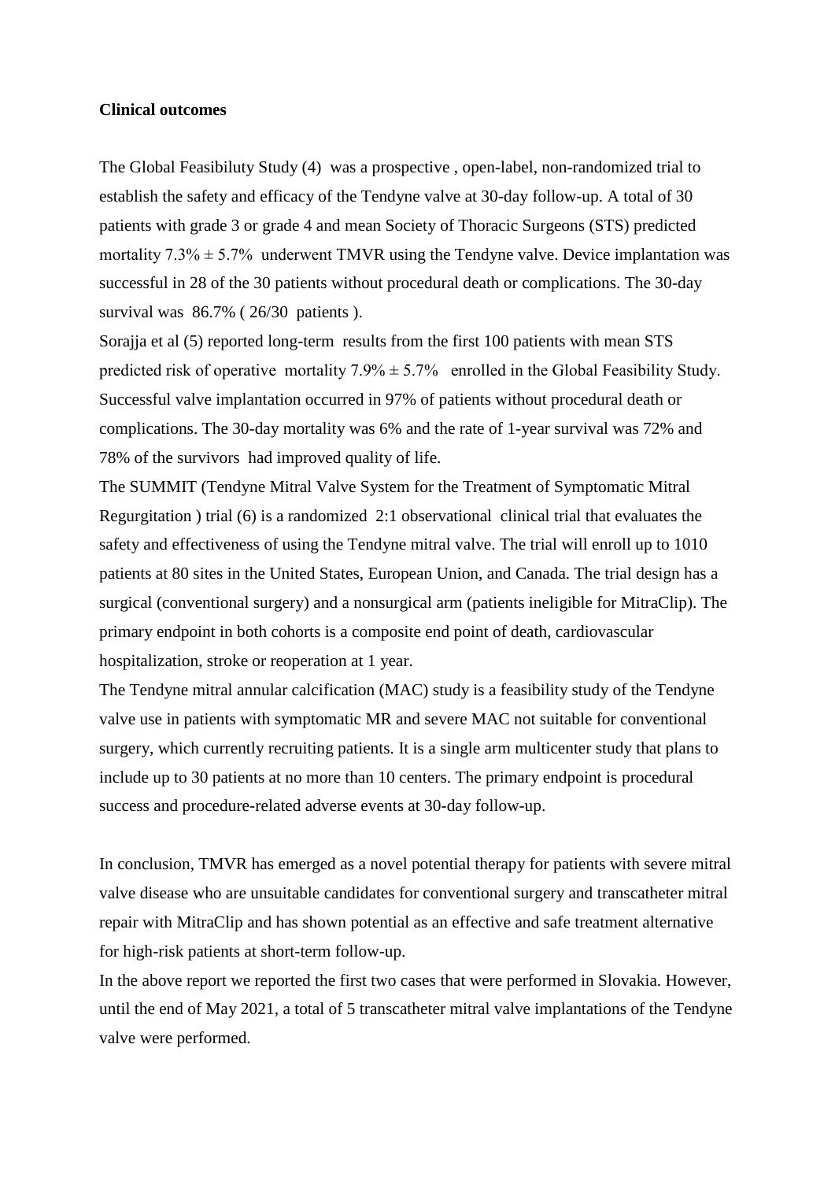**Clinical outcomes**

The Global Feasibiluty Study (4) was a prospective , open-label, non-randomized trial to establish the safety and efficacy of the Tendyne valve at 30-day follow-up. A total of 30 patients with grade 3 or grade 4 and mean Society of Thoracic Surgeons (STS) predicted mortality 7.3% ± 5.7% underwent TMVR using the Tendyne valve. Device implantation was successful in 28 of the 30 patients without procedural death or complications. The 30-day survival was 86.7% ( 26/30 patients ).

Sorajja et al (5) reported long-term results from the first 100 patients with mean STS predicted risk of operative mortality 7.9% ± 5.7% enrolled in the Global Feasibility Study. Successful valve implantation occurred in 97% of patients without procedural death or complications. The 30-day mortality was 6% and the rate of 1-year survival was 72% and 78% of the survivors had improved quality of life.

The SUMMIT (Tendyne Mitral Valve System for the Treatment of Symptomatic Mitral Regurgitation ) trial (6) is a randomized 2:1 observational clinical trial that evaluates the safety and effectiveness of using the Tendyne mitral valve. The trial will enroll up to 1010 patients at 80 sites in the United States, European Union, and Canada. The trial design has a surgical (conventional surgery) and a nonsurgical arm (patients ineligible for MitraClip). The primary endpoint in both cohorts is a composite end point of death, cardiovascular hospitalization, stroke or reoperation at 1 year.

The Tendyne mitral annular calcification (MAC) study is a feasibility study of the Tendyne valve use in patients with symptomatic MR and severe MAC not suitable for conventional surgery, which currently recruiting patients. It is a single arm multicenter study that plans to include up to 30 patients at no more than 10 centers. The primary endpoint is procedural success and procedure-related adverse events at 30-day follow-up.

In conclusion, TMVR has emerged as a novel potential therapy for patients with severe mitral valve disease who are unsuitable candidates for conventional surgery and transcatheter mitral repair with MitraClip and has shown potential as an effective and safe treatment alternative for high-risk patients at short-term follow-up.

In the above report we reported the first two cases that were performed in Slovakia. However, until the end of May 2021, a total of 5 transcatheter mitral valve implantations of the Tendyne valve were performed.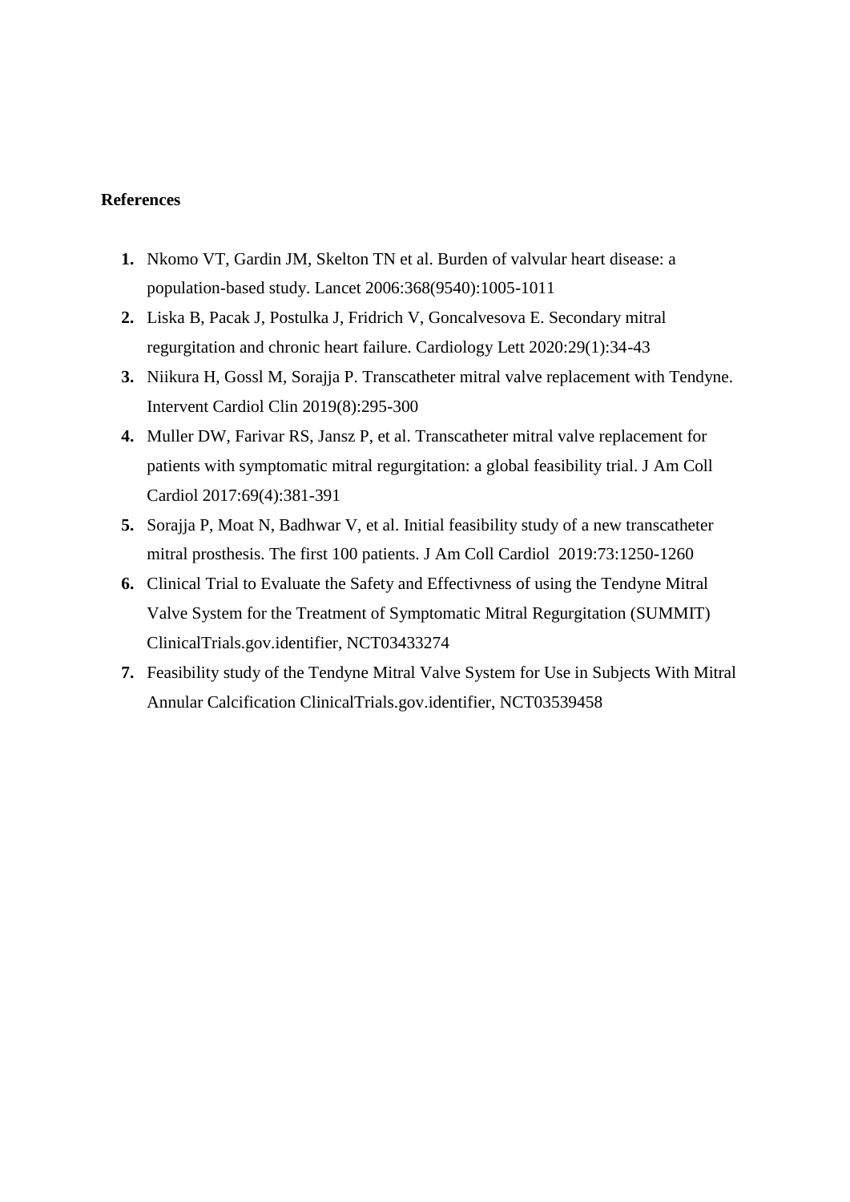**References**

1. Nkomo VT, Gardin JM, Skelton TN et al. Burden of valvular heart disease: a population-based study. Lancet 2006:368(9540):1005-1011
2. Liska B, Pacak J, Postulka J, Fridrich V, Goncalvesova E. Secondary mitral regurgitation and chronic heart failure. Cardiology Lett 2020:29(1):34-43
3. Niikura H, Gossl M, Sorajja P. Transcatheter mitral valve replacement with Tendyne. Intervent Cardiol Clin 2019(8):295-300
4. Muller DW, Farivar RS, Jansz P, et al. Transcatheter mitral valve replacement for patients with symptomatic mitral regurgitation: a global feasibility trial. J Am Coll Cardiol 2017:69(4):381-391
5. Sorajja P, Moat N, Badhwar V, et al. Initial feasibility study of a new transcatheter mitral prosthesis. The first 100 patients. J Am Coll Cardiol 2019:73:1250-1260
6. Clinical Trial to Evaluate the Safety and Effectivness of using the Tendyne Mitral Valve System for the Treatment of Symptomatic Mitral Regurgitation (SUMMIT) ClinicalTrials.gov.identifier, NCT03433274
7. Feasibility study of the Tendyne Mitral Valve System for Use in Subjects With Mitral Annular Calcification ClinicalTrials.gov.identifier, NCT03539458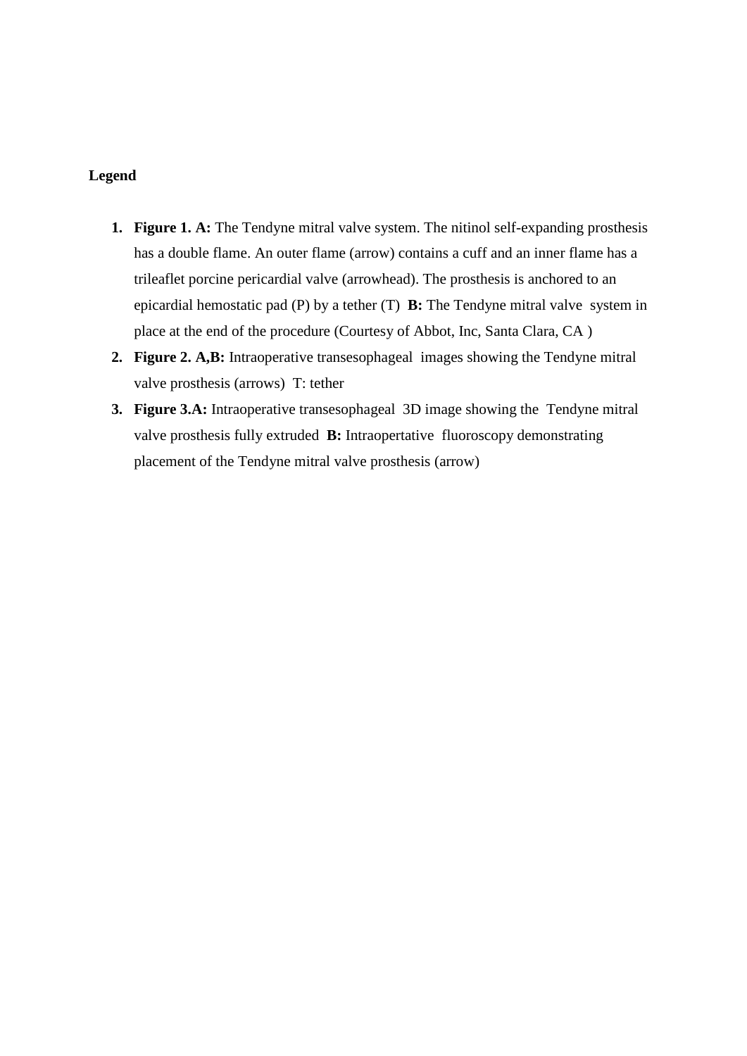**Legend**

1. **Figure 1. A:** The Tendyne mitral valve system. The nitinol self-expanding prosthesis has a double flame. An outer flame (arrow) contains a cuff and an inner flame has a trileaflet porcine pericardial valve (arrowhead). The prosthesis is anchored to an epicardial hemostatic pad (P) by a tether (T) **B:** The Tendyne mitral valve system in place at the end of the procedure (Courtesy of Abbot, Inc, Santa Clara, CA )
2. **Figure 2. A,B:** Intraoperative transesophageal images showing the Tendyne mitral valve prosthesis (arrows) T: tether
3. **Figure 3.A:** Intraoperative transesophageal 3D image showing the Tendyne mitral valve prosthesis fully extruded **B:** Intraopertative fluoroscopy demonstrating placement of the Tendyne mitral valve prosthesis (arrow)